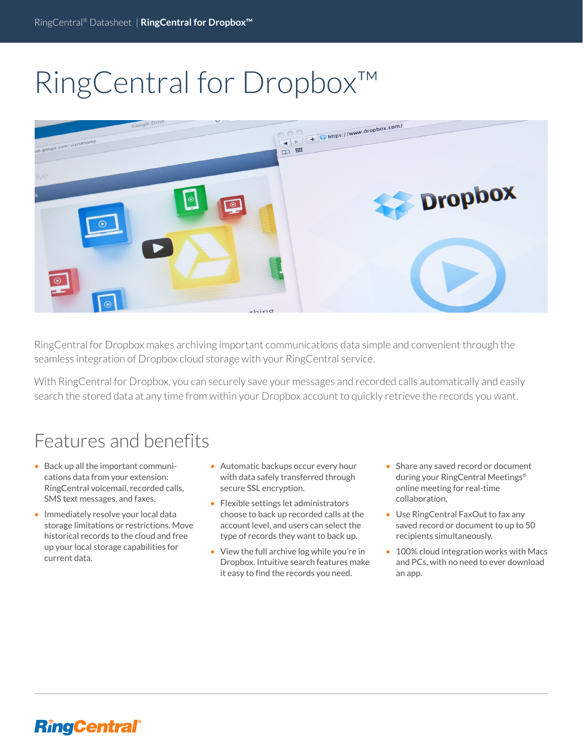# RingCentral for Dropbox™

RingCentral for Dropbox makes archiving important communications data simple and convenient through the seamless integration of Dropbox cloud storage with your RingCentral service.

With RingCentral for Dropbox, you can securely save your messages and recorded calls automatically and easily search the stored data at any time from within your Dropbox account to quickly retrieve the records you want.

## Features and benefits

- Back up all the important communications data from your extension: RingCentral voicemail, recorded calls, SMS text messages, and faxes.
- Immediately resolve your local data storage limitations or restrictions. Move historical records to the cloud and free up your local storage capabilities for current data.
- Automatic backups occur every hour with data safely transferred through secure SSL encryption.
- Flexible settings let administrators choose to back up recorded calls at the account level, and users can select the type of records they want to back up.
- View the full archive log while you're in Dropbox. Intuitive search features make it easy to find the records you need.
- Share any saved record or document during your RingCentral Meetings® online meeting for real-time collaboration.
- Use RingCentral FaxOut to fax any saved record or document to up to 50 recipients simultaneously.
- 100% cloud integration works with Macs and PCs, with no need to ever download an app.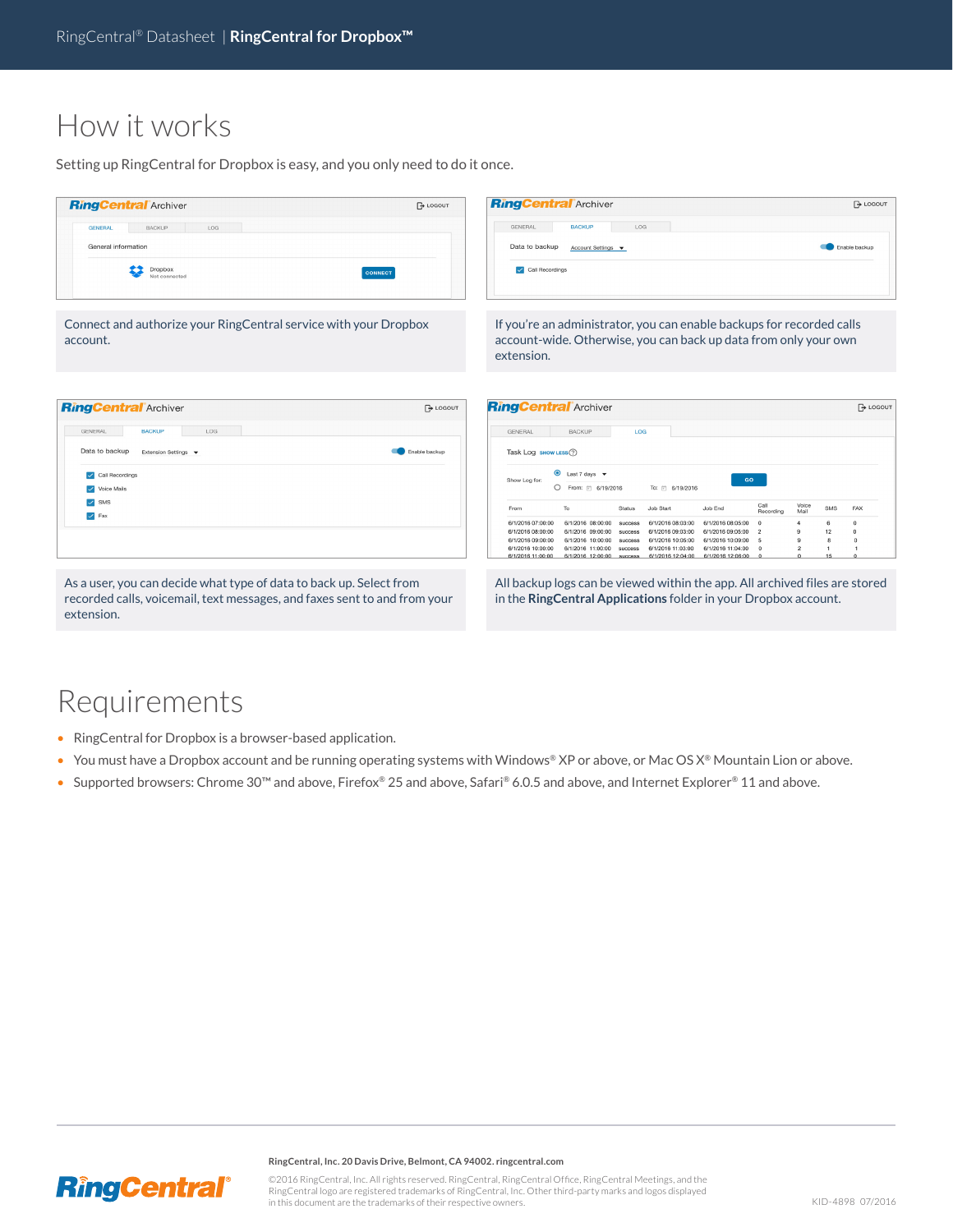# How it works

Setting up RingCentral for Dropbox is easy, and you only need to do it once.

Connect and authorize your RingCentral service with your Dropbox account.

If you're an administrator, you can enable backups for recorded calls account-wide. Otherwise, you can back up data from only your own extension.

As a user, you can decide what type of data to back up. Select from recorded calls, voicemail, text messages, and faxes sent to and from your extension.

All backup logs can be viewed within the app. All archived files are stored in the **RingCentral Applications** folder in your Dropbox account.

# Requirements

- RingCentral for Dropbox is a browser-based application.
- You must have a Dropbox account and be running operating systems with Windows® XP or above, or Mac OS X® Mountain Lion or above.
- Supported browsers: Chrome 30™ and above, Firefox® 25 and above, Safari® 6.0.5 and above, and Internet Explorer® 11 and above.

**RingCentral, Inc. 20 Davis Drive, Belmont, CA 94002. ringcentral.com**

©2016 RingCentral, Inc. All rights reserved. RingCentral, RingCentral Office, RingCentral Meetings, and the RingCentral logo are registered trademarks of RingCentral, Inc. Other third-party marks and logos displayed in this document are the trademarks of their respective owners.

KID-4898 07/2016